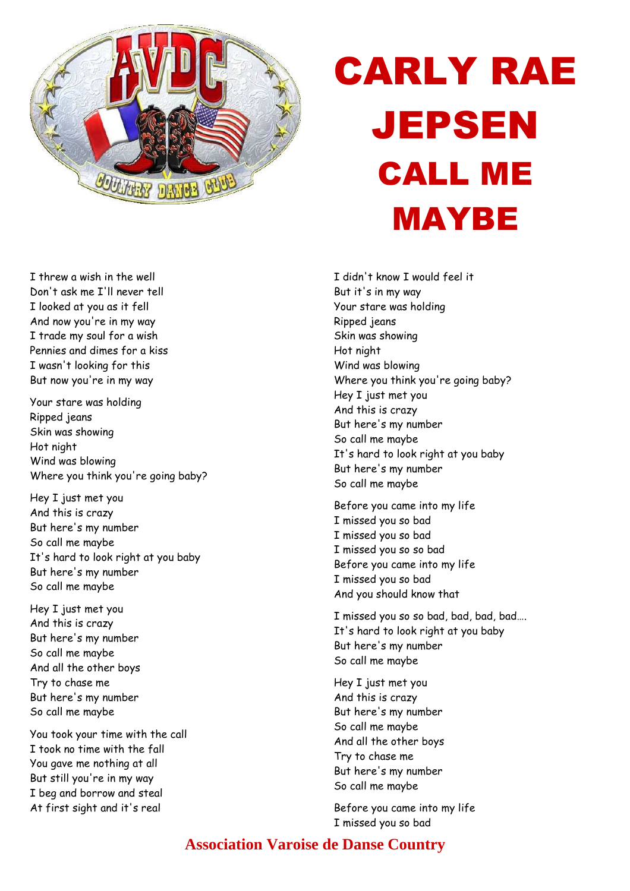# CARLY RAE JEPSEN

# CALL ME MAYBE

I threw a wish in the well
Don't ask me I'll never tell
I looked at you as it fell
And now you're in my way
I trade my soul for a wish
Pennies and dimes for a kiss
I wasn't looking for this
But now you're in my way

Your stare was holding
Ripped jeans
Skin was showing
Hot night
Wind was blowing
Where you think you're going baby?

Hey I just met you
And this is crazy
But here's my number
So call me maybe
It's hard to look right at you baby
But here's my number
So call me maybe

Hey I just met you
And this is crazy
But here's my number
So call me maybe
And all the other boys
Try to chase me
But here's my number
So call me maybe

You took your time with the call
I took no time with the fall
You gave me nothing at all
But still you're in my way
I beg and borrow and steal
At first sight and it's real
I didn't know I would feel it
But it's in my way
Your stare was holding
Ripped jeans
Skin was showing
Hot night
Wind was blowing
Where you think you're going baby?
Hey I just met you
And this is crazy
But here's my number
So call me maybe
It's hard to look right at you baby
But here's my number
So call me maybe

Before you came into my life
I missed you so bad
I missed you so bad
I missed you so so bad
Before you came into my life
I missed you so bad
And you should know that

I missed you so so bad, bad, bad, bad….
It's hard to look right at you baby
But here's my number
So call me maybe

Hey I just met you
And this is crazy
But here's my number
So call me maybe
And all the other boys
Try to chase me
But here's my number
So call me maybe

Before you came into my life
I missed you so bad

**Association Varoise de Danse Country**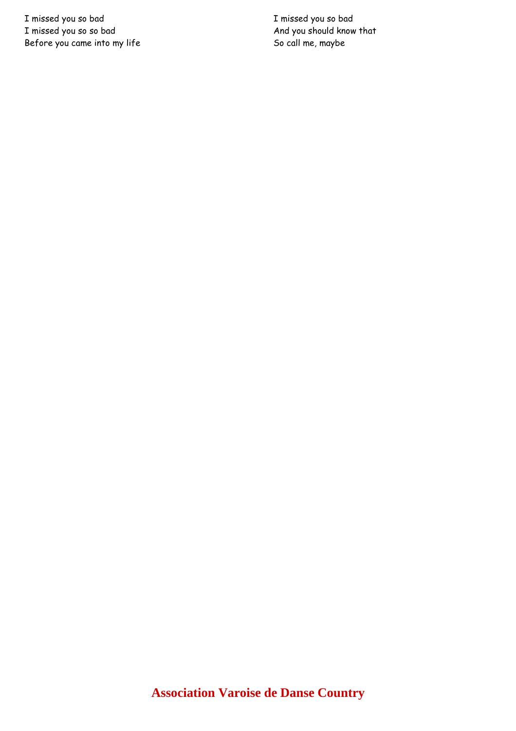I missed you so bad
I missed you so so bad
Before you came into my life

I missed you so bad
And you should know that
So call me, maybe

**Association Varoise de Danse Country**